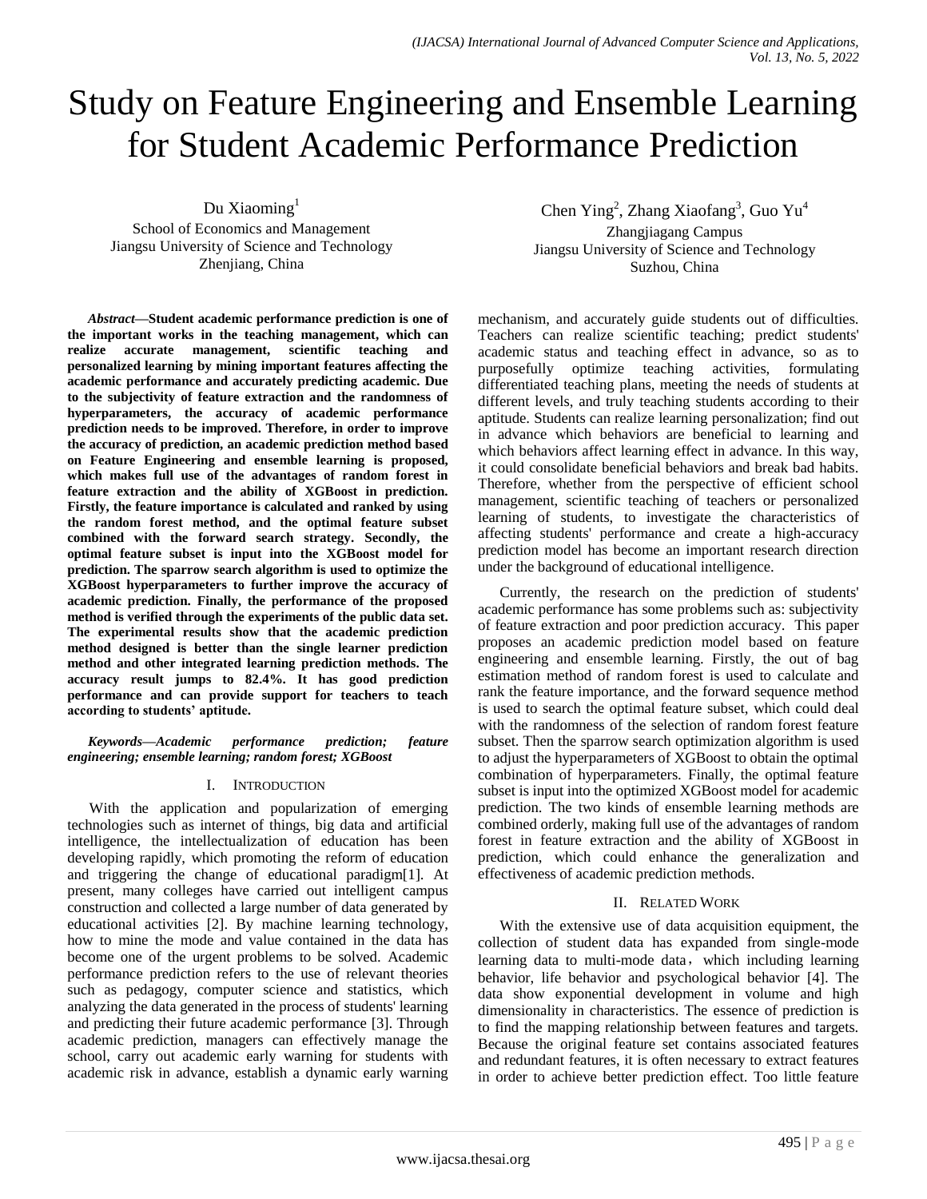# Study on Feature Engineering and Ensemble Learning for Student Academic Performance Prediction

Du Xiaoming[1]
School of Economics and Management
Jiangsu University of Science and Technology
Zhenjiang, China

Chen Ying[2], Zhang Xiaofang[3], Guo Yu[4]
Zhangjiagang Campus
Jiangsu University of Science and Technology
Suzhou, China

***Abstract*—Student academic performance prediction is one of the important works in the teaching management, which can realize accurate management, scientific teaching and personalized learning by mining important features affecting the academic performance and accurately predicting academic. Due to the subjectivity of feature extraction and the randomness of hyperparameters, the accuracy of academic performance prediction needs to be improved. Therefore, in order to improve the accuracy of prediction, an academic prediction method based on Feature Engineering and ensemble learning is proposed, which makes full use of the advantages of random forest in feature extraction and the ability of XGBoost in prediction. Firstly, the feature importance is calculated and ranked by using the random forest method, and the optimal feature subset combined with the forward search strategy. Secondly, the optimal feature subset is input into the XGBoost model for prediction. The sparrow search algorithm is used to optimize the XGBoost hyperparameters to further improve the accuracy of academic prediction. Finally, the performance of the proposed method is verified through the experiments of the public data set. The experimental results show that the academic prediction method designed is better than the single learner prediction method and other integrated learning prediction methods. The accuracy result jumps to 82.4%. It has good prediction performance and can provide support for teachers to teach according to students' aptitude.**

***Keywords*—*Academic performance prediction; feature engineering; ensemble learning; random forest; XGBoost***

## I. Introduction

With the application and popularization of emerging technologies such as internet of things, big data and artificial intelligence, the intellectualization of education has been developing rapidly, which promoting the reform of education and triggering the change of educational paradigm[1]. At present, many colleges have carried out intelligent campus construction and collected a large number of data generated by educational activities [2]. By machine learning technology, how to mine the mode and value contained in the data has become one of the urgent problems to be solved. Academic performance prediction refers to the use of relevant theories such as pedagogy, computer science and statistics, which analyzing the data generated in the process of students' learning and predicting their future academic performance [3]. Through academic prediction, managers can effectively manage the school, carry out academic early warning for students with academic risk in advance, establish a dynamic early warning mechanism, and accurately guide students out of difficulties. Teachers can realize scientific teaching; predict students' academic status and teaching effect in advance, so as to purposefully optimize teaching activities, formulating differentiated teaching plans, meeting the needs of students at different levels, and truly teaching students according to their aptitude. Students can realize learning personalization; find out in advance which behaviors are beneficial to learning and which behaviors affect learning effect in advance. In this way, it could consolidate beneficial behaviors and break bad habits. Therefore, whether from the perspective of efficient school management, scientific teaching of teachers or personalized learning of students, to investigate the characteristics of affecting students' performance and create a high-accuracy prediction model has become an important research direction under the background of educational intelligence.

Currently, the research on the prediction of students' academic performance has some problems such as: subjectivity of feature extraction and poor prediction accuracy. This paper proposes an academic prediction model based on feature engineering and ensemble learning. Firstly, the out of bag estimation method of random forest is used to calculate and rank the feature importance, and the forward sequence method is used to search the optimal feature subset, which could deal with the randomness of the selection of random forest feature subset. Then the sparrow search optimization algorithm is used to adjust the hyperparameters of XGBoost to obtain the optimal combination of hyperparameters. Finally, the optimal feature subset is input into the optimized XGBoost model for academic prediction. The two kinds of ensemble learning methods are combined orderly, making full use of the advantages of random forest in feature extraction and the ability of XGBoost in prediction, which could enhance the generalization and effectiveness of academic prediction methods.

## II. Related Work

With the extensive use of data acquisition equipment, the collection of student data has expanded from single-mode learning data to multi-mode data，which including learning behavior, life behavior and psychological behavior [4]. The data show exponential development in volume and high dimensionality in characteristics. The essence of prediction is to find the mapping relationship between features and targets. Because the original feature set contains associated features and redundant features, it is often necessary to extract features in order to achieve better prediction effect. Too little feature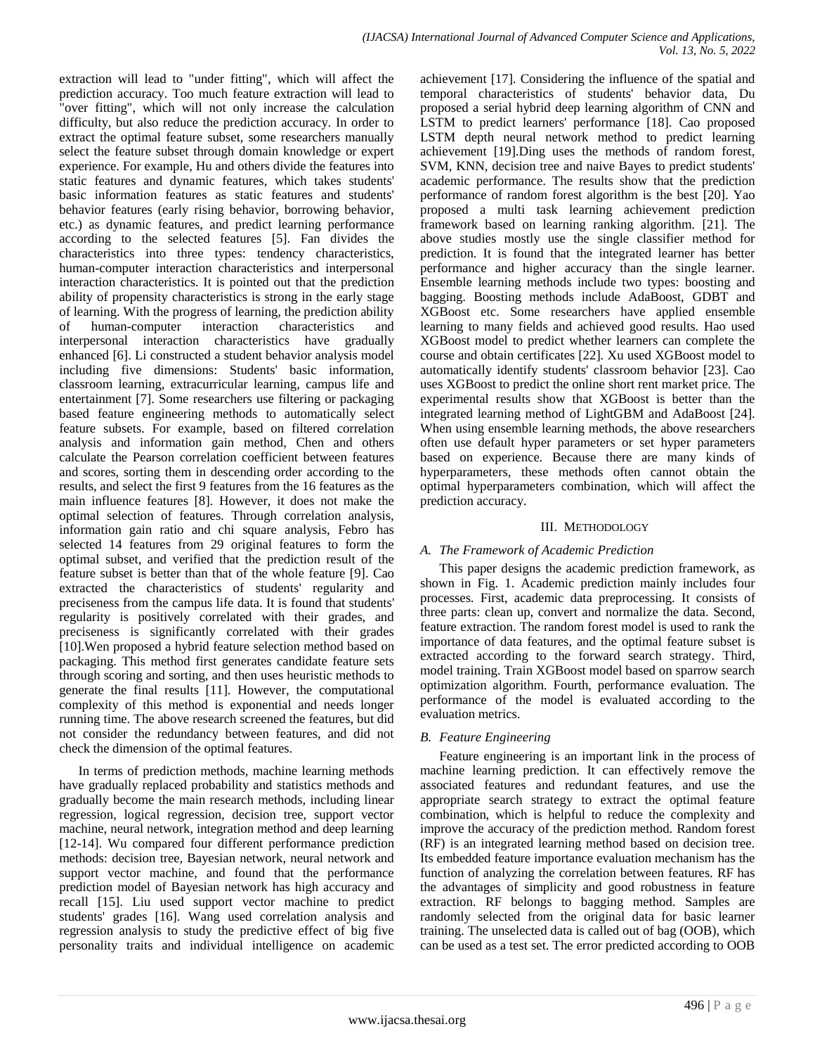extraction will lead to "under fitting", which will affect the prediction accuracy. Too much feature extraction will lead to "over fitting", which will not only increase the calculation difficulty, but also reduce the prediction accuracy. In order to extract the optimal feature subset, some researchers manually select the feature subset through domain knowledge or expert experience. For example, Hu and others divide the features into static features and dynamic features, which takes students' basic information features as static features and students' behavior features (early rising behavior, borrowing behavior, etc.) as dynamic features, and predict learning performance according to the selected features [5]. Fan divides the characteristics into three types: tendency characteristics, human-computer interaction characteristics and interpersonal interaction characteristics. It is pointed out that the prediction ability of propensity characteristics is strong in the early stage of learning. With the progress of learning, the prediction ability of human-computer interaction characteristics and interpersonal interaction characteristics have gradually enhanced [6]. Li constructed a student behavior analysis model including five dimensions: Students' basic information, classroom learning, extracurricular learning, campus life and entertainment [7]. Some researchers use filtering or packaging based feature engineering methods to automatically select feature subsets. For example, based on filtered correlation analysis and information gain method, Chen and others calculate the Pearson correlation coefficient between features and scores, sorting them in descending order according to the results, and select the first 9 features from the 16 features as the main influence features [8]. However, it does not make the optimal selection of features. Through correlation analysis, information gain ratio and chi square analysis, Febro has selected 14 features from 29 original features to form the optimal subset, and verified that the prediction result of the feature subset is better than that of the whole feature [9]. Cao extracted the characteristics of students' regularity and preciseness from the campus life data. It is found that students' regularity is positively correlated with their grades, and preciseness is significantly correlated with their grades [10].Wen proposed a hybrid feature selection method based on packaging. This method first generates candidate feature sets through scoring and sorting, and then uses heuristic methods to generate the final results [11]. However, the computational complexity of this method is exponential and needs longer running time. The above research screened the features, but did not consider the redundancy between features, and did not check the dimension of the optimal features.

In terms of prediction methods, machine learning methods have gradually replaced probability and statistics methods and gradually become the main research methods, including linear regression, logical regression, decision tree, support vector machine, neural network, integration method and deep learning [12-14]. Wu compared four different performance prediction methods: decision tree, Bayesian network, neural network and support vector machine, and found that the performance prediction model of Bayesian network has high accuracy and recall [15]. Liu used support vector machine to predict students' grades [16]. Wang used correlation analysis and regression analysis to study the predictive effect of big five personality traits and individual intelligence on academic achievement [17]. Considering the influence of the spatial and temporal characteristics of students' behavior data, Du proposed a serial hybrid deep learning algorithm of CNN and LSTM to predict learners' performance [18]. Cao proposed LSTM depth neural network method to predict learning achievement [19].Ding uses the methods of random forest, SVM, KNN, decision tree and naive Bayes to predict students' academic performance. The results show that the prediction performance of random forest algorithm is the best [20]. Yao proposed a multi task learning achievement prediction framework based on learning ranking algorithm. [21]. The above studies mostly use the single classifier method for prediction. It is found that the integrated learner has better performance and higher accuracy than the single learner. Ensemble learning methods include two types: boosting and bagging. Boosting methods include AdaBoost, GDBT and XGBoost etc. Some researchers have applied ensemble learning to many fields and achieved good results. Hao used XGBoost model to predict whether learners can complete the course and obtain certificates [22]. Xu used XGBoost model to automatically identify students' classroom behavior [23]. Cao uses XGBoost to predict the online short rent market price. The experimental results show that XGBoost is better than the integrated learning method of LightGBM and AdaBoost [24]. When using ensemble learning methods, the above researchers often use default hyper parameters or set hyper parameters based on experience. Because there are many kinds of hyperparameters, these methods often cannot obtain the optimal hyperparameters combination, which will affect the prediction accuracy.

## III. Methodology

### A. The Framework of Academic Prediction

This paper designs the academic prediction framework, as shown in Fig. 1. Academic prediction mainly includes four processes. First, academic data preprocessing. It consists of three parts: clean up, convert and normalize the data. Second, feature extraction. The random forest model is used to rank the importance of data features, and the optimal feature subset is extracted according to the forward search strategy. Third, model training. Train XGBoost model based on sparrow search optimization algorithm. Fourth, performance evaluation. The performance of the model is evaluated according to the evaluation metrics.

### B. Feature Engineering

Feature engineering is an important link in the process of machine learning prediction. It can effectively remove the associated features and redundant features, and use the appropriate search strategy to extract the optimal feature combination, which is helpful to reduce the complexity and improve the accuracy of the prediction method. Random forest (RF) is an integrated learning method based on decision tree. Its embedded feature importance evaluation mechanism has the function of analyzing the correlation between features. RF has the advantages of simplicity and good robustness in feature extraction. RF belongs to bagging method. Samples are randomly selected from the original data for basic learner training. The unselected data is called out of bag (OOB), which can be used as a test set. The error predicted according to OOB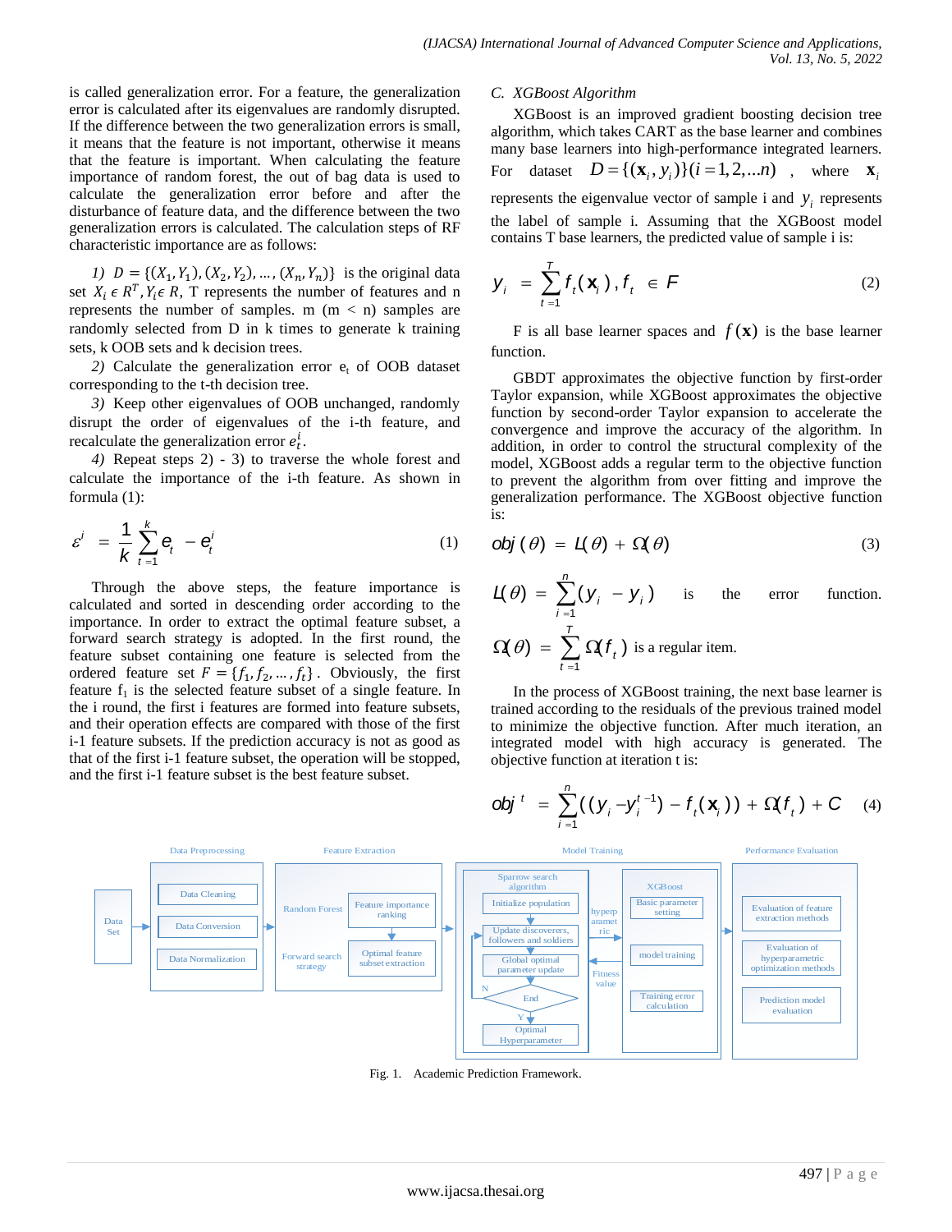is called generalization error. For a feature, the generalization error is calculated after its eigenvalues are randomly disrupted. If the difference between the two generalization errors is small, it means that the feature is not important, otherwise it means that the feature is important. When calculating the feature importance of random forest, the out of bag data is used to calculate the generalization error before and after the disturbance of feature data, and the difference between the two generalization errors is calculated. The calculation steps of RF characteristic importance are as follows:

*1)* $D = \{(X_1, Y_1), (X_2, Y_2), \ldots, (X_n, Y_n)\}$ is the original data set $X_i \in R^T, Y_i \in R$, T represents the number of features and n represents the number of samples. m (m < n) samples are randomly selected from D in k times to generate k training sets, k OOB sets and k decision trees.

*2)* Calculate the generalization error $e_t$ of OOB dataset corresponding to the t-th decision tree.

*3)* Keep other eigenvalues of OOB unchanged, randomly disrupt the order of eigenvalues of the i-th feature, and recalculate the generalization error $e_t^i$.

*4)* Repeat steps 2) - 3) to traverse the whole forest and calculate the importance of the i-th feature. As shown in formula (1):

$$\varepsilon^i = \frac{1}{k}\sum_{t=1}^{k} e_t - e_t^i \tag{1}$$

Through the above steps, the feature importance is calculated and sorted in descending order according to the importance. In order to extract the optimal feature subset, a forward search strategy is adopted. In the first round, the feature subset containing one feature is selected from the ordered feature set $F = \{f_1, f_2, \ldots, f_t\}$. Obviously, the first feature $f_1$ is the selected feature subset of a single feature. In the i round, the first i features are formed into feature subsets, and their operation effects are compared with those of the first i-1 feature subsets. If the prediction accuracy is not as good as that of the first i-1 feature subset, the operation will be stopped, and the first i-1 feature subset is the best feature subset.

### C. XGBoost Algorithm

XGBoost is an improved gradient boosting decision tree algorithm, which takes CART as the base learner and combines many base learners into high-performance integrated learners. For dataset $D = \{(\mathbf{x}_i, y_i)\}(i = 1, 2, \ldots n)$, where $\mathbf{x}_i$ represents the eigenvalue vector of sample i and $y_i$ represents the label of sample i. Assuming that the XGBoost model contains T base learners, the predicted value of sample i is:

$$y_i = \sum_{t=1}^{T} f_t(\mathbf{x}_i), f_t \in F \tag{2}$$

F is all base learner spaces and $f(\mathbf{x})$ is the base learner function.

GBDT approximates the objective function by first-order Taylor expansion, while XGBoost approximates the objective function by second-order Taylor expansion to accelerate the convergence and improve the accuracy of the algorithm. In addition, in order to control the structural complexity of the model, XGBoost adds a regular term to the objective function to prevent the algorithm from over fitting and improve the generalization performance. The XGBoost objective function is:

$$obj(\theta) = L(\theta) + \Omega(\theta) \tag{3}$$

$L(\theta) = \sum_{i=1}^{n}(y_i - y_i)$ is the error function.

$\Omega(\theta) = \sum_{t=1}^{T}\Omega(f_t)$ is a regular item.

In the process of XGBoost training, the next base learner is trained according to the residuals of the previous trained model to minimize the objective function. After much iteration, an integrated model with high accuracy is generated. The objective function at iteration t is:

$$obj^t = \sum_{i=1}^{n}((y_i - y_i^{t-1}) - f_t(\mathbf{x}_i)) + \Omega(f_t) + C \tag{4}$$

Fig. 1. Academic Prediction Framework.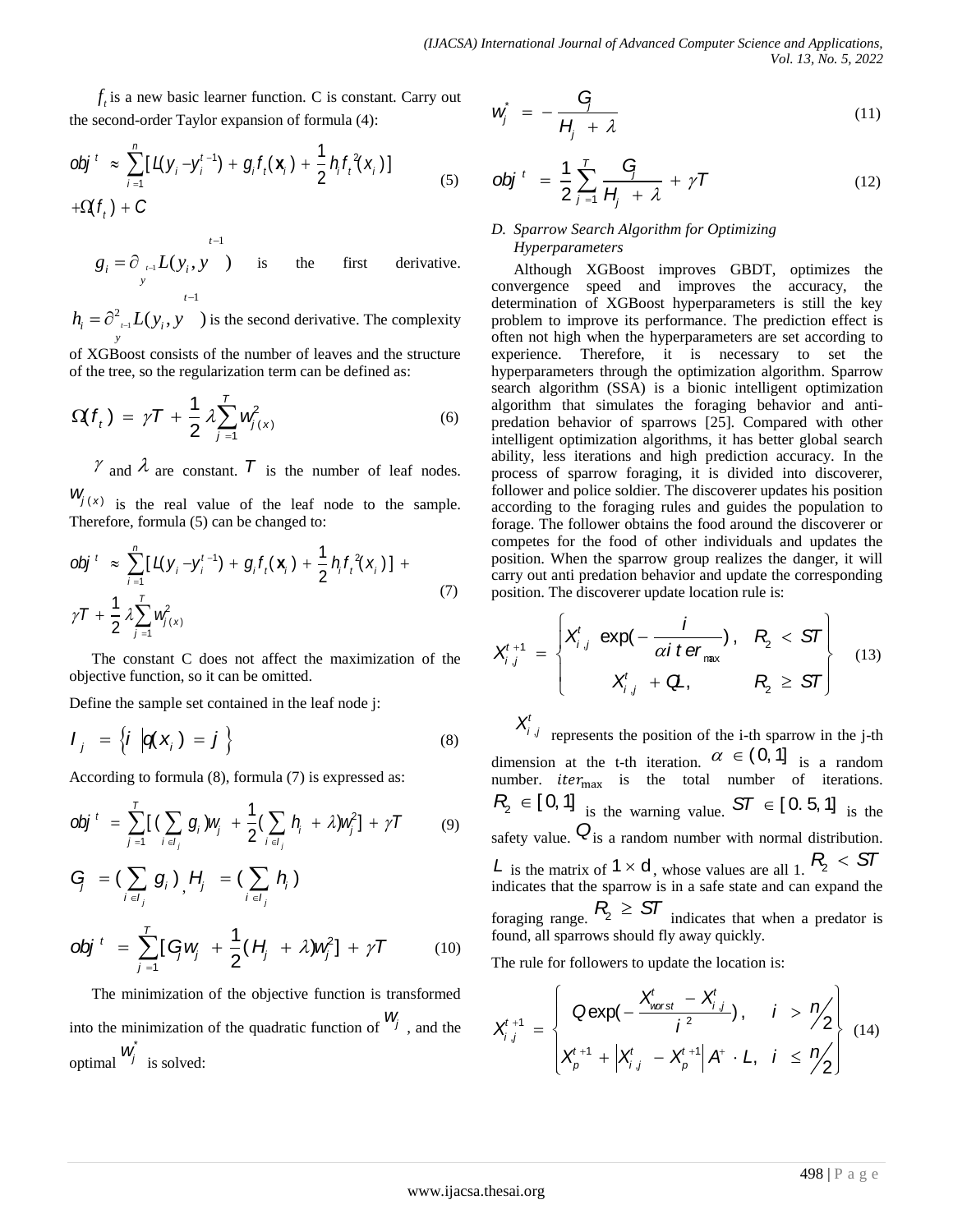$f_t$ is a new basic learner function. C is constant. Carry out the second-order Taylor expansion of formula (4):

$$obj^t \approx \sum_{i=1}^{n}[L(y_i - y_i^{t-1}) + g_i f_t(\mathbf{x}_i) + \frac{1}{2}h_i f_t^2(x_i)] + \Omega(f_t) + C \tag{5}$$

$g_i = \partial_{y^{t-1}} L(y_i, y^{t-1})$ is the first derivative. $h_i = \partial^2_{y^{t-1}} L(y_i, y^{t-1})$ is the second derivative. The complexity of XGBoost consists of the number of leaves and the structure of the tree, so the regularization term can be defined as:

$$\Omega(f_t) = \gamma T + \frac{1}{2}\lambda\sum_{j=1}^{T} w_{j(x)}^2 \tag{6}$$

$\gamma$ and $\lambda$ are constant. $T$ is the number of leaf nodes. $w_{j(x)}$ is the real value of the leaf node to the sample. Therefore, formula (5) can be changed to:

$$obj^t \approx \sum_{i=1}^{n}[L(y_i - y_i^{t-1}) + g_i f_t(\mathbf{x}_i) + \frac{1}{2}h_i f_t^2(x_i)] + \gamma T + \frac{1}{2}\lambda\sum_{j=1}^{T} w_{j(x)}^2 \tag{7}$$

The constant C does not affect the maximization of the objective function, so it can be omitted.

Define the sample set contained in the leaf node j:

$$I_j = \{i \mid q(x_i) = j\} \tag{8}$$

According to formula (8), formula (7) is expressed as:

$$obj^t = \sum_{j=1}^{T}[(\sum_{i \in I_j} g_i)w_j + \frac{1}{2}(\sum_{i \in I_j} h_i + \lambda)w_j^2] + \gamma T \tag{9}$$

$$G_j = (\sum_{i \in I_j} g_i), \quad H_j = (\sum_{i \in I_j} h_i)$$

$$obj^t = \sum_{j=1}^{T}[G_j w_j + \frac{1}{2}(H_j + \lambda)w_j^2] + \gamma T \tag{10}$$

The minimization of the objective function is transformed into the minimization of the quadratic function of $w_j$, and the optimal $w_j^*$ is solved:

$$w_j^* = -\frac{G_j}{H_j + \lambda} \tag{11}$$

$$obj^t = \frac{1}{2}\sum_{j=1}^{T}\frac{G_j}{H_j + \lambda} + \gamma T \tag{12}$$

### D. Sparrow Search Algorithm for Optimizing Hyperparameters

Although XGBoost improves GBDT, optimizes the convergence speed and improves the accuracy, the determination of XGBoost hyperparameters is still the key problem to improve its performance. The prediction effect is often not high when the hyperparameters are set according to experience. Therefore, it is necessary to set the hyperparameters through the optimization algorithm. Sparrow search algorithm (SSA) is a bionic intelligent optimization algorithm that simulates the foraging behavior and anti-predation behavior of sparrows [25]. Compared with other intelligent optimization algorithms, it has better global search ability, less iterations and high prediction accuracy. In the process of sparrow foraging, it is divided into discoverer, follower and police soldier. The discoverer updates his position according to the foraging rules and guides the population to forage. The follower obtains the food around the discoverer or competes for the food of other individuals and updates the position. When the sparrow group realizes the danger, it will carry out anti predation behavior and update the corresponding position. The discoverer update location rule is:

$$X_{i,j}^{t+1} = \begin{cases} X_{i,j}^t \exp(-\frac{i}{\alpha iter_{max}}), & R_2 < ST \\ X_{i,j}^t + QL, & R_2 \geq ST \end{cases} \tag{13}$$

$X_{i,j}^t$ represents the position of the i-th sparrow in the j-th dimension at the t-th iteration. $\alpha \in (0,1]$ is a random number. $iter_{max}$ is the total number of iterations. $R_2 \in [0,1]$ is the warning value. $ST \in [0.5,1]$ is the safety value. $Q$ is a random number with normal distribution. $L$ is the matrix of $1 \times d$, whose values are all 1. $R_2 < ST$ indicates that the sparrow is in a safe state and can expand the foraging range. $R_2 \geq ST$ indicates that when a predator is found, all sparrows should fly away quickly.

The rule for followers to update the location is:

$$X_{i,j}^{t+1} = \begin{cases} Q\exp(-\frac{X_{worst}^t - X_{i,j}^t}{i^2}), & i > n/2 \\ X_p^{t+1} + |X_{i,j}^t - X_p^{t+1}|A^+ \cdot L, & i \leq n/2 \end{cases} \tag{14}$$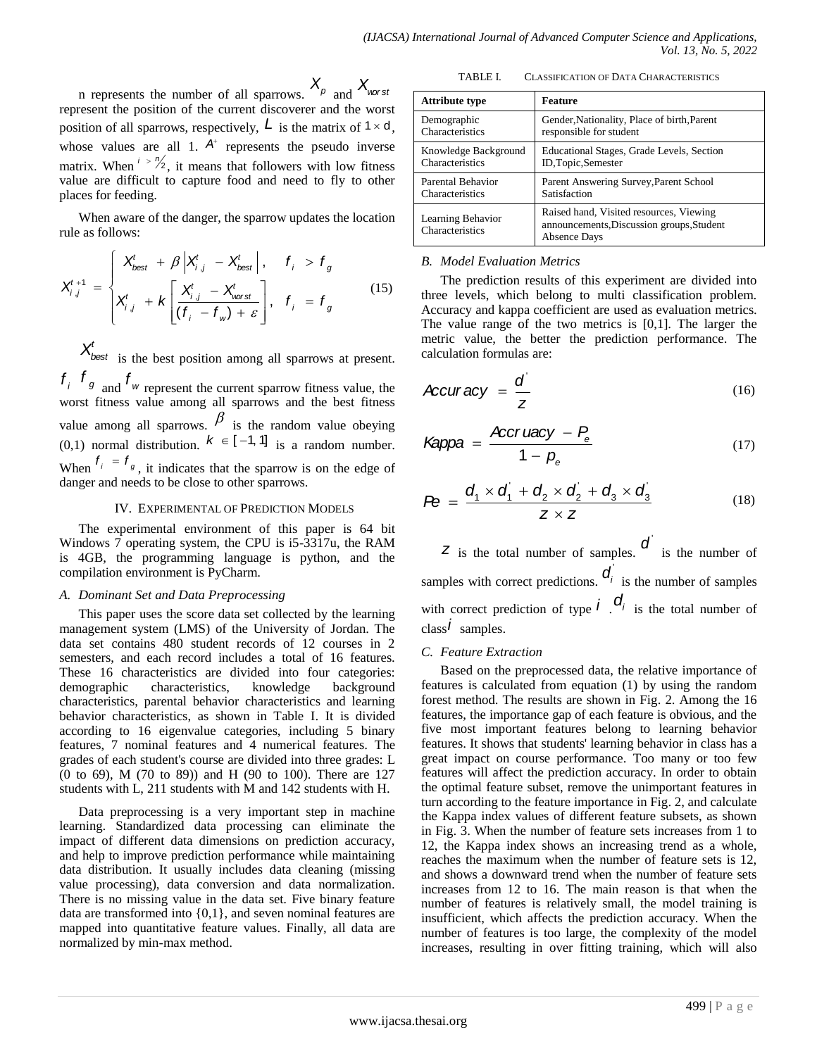n represents the number of all sparrows. $X_p$ and $X_{worst}$ represent the position of the current discoverer and the worst position of all sparrows, respectively, $L$ is the matrix of $1 \times d$, whose values are all 1. $A^+$ represents the pseudo inverse matrix. When $i > n/2$, it means that followers with low fitness value are difficult to capture food and need to fly to other places for feeding.

When aware of the danger, the sparrow updates the location rule as follows:

$$X_{i,j}^{t+1} = \begin{cases} X_{best}^t + \beta \left| X_{i,j}^t - X_{best}^t \right|, & f_i > f_g \\ X_{i,j}^t + k \left[ \dfrac{X_{i,j}^t - X_{worst}^t}{(f_i - f_w) + \varepsilon} \right], & f_i = f_g \end{cases} \tag{15}$$

$X_{best}^t$ is the best position among all sparrows at present. $f_i$ $f_g$ and $f_w$ represent the current sparrow fitness value, the worst fitness value among all sparrows and the best fitness value among all sparrows. $\beta$ is the random value obeying (0,1) normal distribution. $k \in [-1, 1]$ is a random number. When $f_i = f_g$, it indicates that the sparrow is on the edge of danger and needs to be close to other sparrows.

## IV. Experimental of Prediction Models

The experimental environment of this paper is 64 bit Windows 7 operating system, the CPU is i5-3317u, the RAM is 4GB, the programming language is python, and the compilation environment is PyCharm.

### A. Dominant Set and Data Preprocessing

This paper uses the score data set collected by the learning management system (LMS) of the University of Jordan. The data set contains 480 student records of 12 courses in 2 semesters, and each record includes a total of 16 features. These 16 characteristics are divided into four categories: demographic characteristics, knowledge background characteristics, parental behavior characteristics and learning behavior characteristics, as shown in Table I. It is divided according to 16 eigenvalue categories, including 5 binary features, 7 nominal features and 4 numerical features. The grades of each student's course are divided into three grades: L (0 to 69), M (70 to 89)) and H (90 to 100). There are 127 students with L, 211 students with M and 142 students with H.

Data preprocessing is a very important step in machine learning. Standardized data processing can eliminate the impact of different data dimensions on prediction accuracy, and help to improve prediction performance while maintaining data distribution. It usually includes data cleaning (missing value processing), data conversion and data normalization. There is no missing value in the data set. Five binary feature data are transformed into {0,1}, and seven nominal features are mapped into quantitative feature values. Finally, all data are normalized by min-max method.

TABLE I. Classification of Data Characteristics

| Attribute type | Feature |
|---|---|
| Demographic Characteristics | Gender,Nationality, Place of birth,Parent responsible for student |
| Knowledge Background Characteristics | Educational Stages, Grade Levels, Section ID,Topic,Semester |
| Parental Behavior Characteristics | Parent Answering Survey,Parent School Satisfaction |
| Learning Behavior Characteristics | Raised hand, Visited resources, Viewing announcements,Discussion groups,Student Absence Days |

### B. Model Evaluation Metrics

The prediction results of this experiment are divided into three levels, which belong to multi classification problem. Accuracy and kappa coefficient are used as evaluation metrics. The value range of the two metrics is [0,1]. The larger the metric value, the better the prediction performance. The calculation formulas are:

$$Accuracy = \frac{d'}{z} \tag{16}$$

$$Kappa = \frac{Accruacy - P_e}{1 - p_e} \tag{17}$$

$$Pe = \frac{d_1 \times d_1' + d_2 \times d_2' + d_3 \times d_3'}{z \times z} \tag{18}$$

$z$ is the total number of samples. $d'$ is the number of samples with correct predictions. $d_i'$ is the number of samples with correct prediction of type $i$ . $d_i$ is the total number of class $i$ samples.

### C. Feature Extraction

Based on the preprocessed data, the relative importance of features is calculated from equation (1) by using the random forest method. The results are shown in Fig. 2. Among the 16 features, the importance gap of each feature is obvious, and the five most important features belong to learning behavior features. It shows that students' learning behavior in class has a great impact on course performance. Too many or too few features will affect the prediction accuracy. In order to obtain the optimal feature subset, remove the unimportant features in turn according to the feature importance in Fig. 2, and calculate the Kappa index values of different feature subsets, as shown in Fig. 3. When the number of feature sets increases from 1 to 12, the Kappa index shows an increasing trend as a whole, reaches the maximum when the number of feature sets is 12, and shows a downward trend when the number of feature sets increases from 12 to 16. The main reason is that when the number of features is relatively small, the model training is insufficient, which affects the prediction accuracy. When the number of features is too large, the complexity of the model increases, resulting in over fitting training, which will also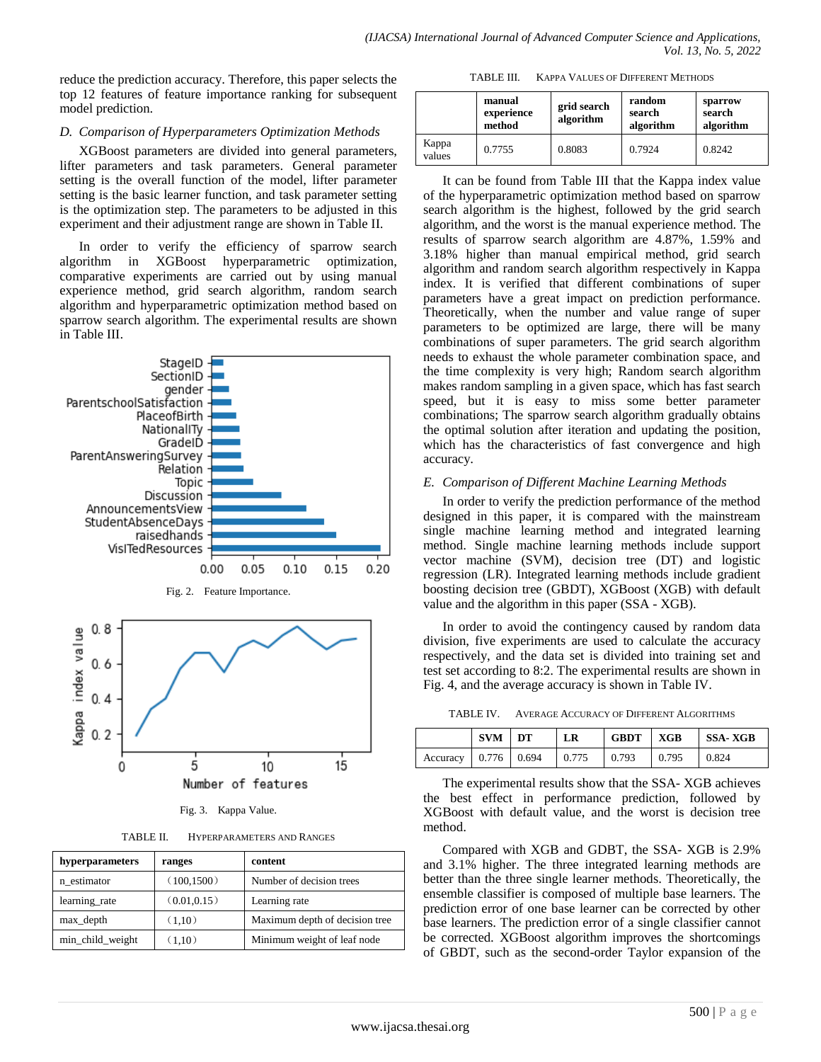reduce the prediction accuracy. Therefore, this paper selects the top 12 features of feature importance ranking for subsequent model prediction.

### *D. Comparison of Hyperparameters Optimization Methods*

XGBoost parameters are divided into general parameters, lifter parameters and task parameters. General parameter setting is the overall function of the model, lifter parameter setting is the basic learner function, and task parameter setting is the optimization step. The parameters to be adjusted in this experiment and their adjustment range are shown in Table II.

In order to verify the efficiency of sparrow search algorithm in XGBoost hyperparametric optimization, comparative experiments are carried out by using manual experience method, grid search algorithm, random search algorithm and hyperparametric optimization method based on sparrow search algorithm. The experimental results are shown in Table III.

Fig. 2. Feature Importance.

Fig. 3. Kappa Value.

TABLE II. HYPERPARAMETERS AND RANGES

| hyperparameters | ranges | content |
|---|---|---|
| n_estimator | （100,1500） | Number of decision trees |
| learning_rate | （0.01,0.15） | Learning rate |
| max_depth | （1,10） | Maximum depth of decision tree |
| min_child_weight | （1,10） | Minimum weight of leaf node |

TABLE III. KAPPA VALUES OF DIFFERENT METHODS

| | manual experience method | grid search algorithm | random search algorithm | sparrow search algorithm |
|---|---|---|---|---|
| Kappa values | 0.7755 | 0.8083 | 0.7924 | 0.8242 |

It can be found from Table III that the Kappa index value of the hyperparametric optimization method based on sparrow search algorithm is the highest, followed by the grid search algorithm, and the worst is the manual experience method. The results of sparrow search algorithm are 4.87%, 1.59% and 3.18% higher than manual empirical method, grid search algorithm and random search algorithm respectively in Kappa index. It is verified that different combinations of super parameters have a great impact on prediction performance. Theoretically, when the number and value range of super parameters to be optimized are large, there will be many combinations of super parameters. The grid search algorithm needs to exhaust the whole parameter combination space, and the time complexity is very high; Random search algorithm makes random sampling in a given space, which has fast search speed, but it is easy to miss some better parameter combinations; The sparrow search algorithm gradually obtains the optimal solution after iteration and updating the position, which has the characteristics of fast convergence and high accuracy.

### *E. Comparison of Different Machine Learning Methods*

In order to verify the prediction performance of the method designed in this paper, it is compared with the mainstream single machine learning method and integrated learning method. Single machine learning methods include support vector machine (SVM), decision tree (DT) and logistic regression (LR). Integrated learning methods include gradient boosting decision tree (GBDT), XGBoost (XGB) with default value and the algorithm in this paper (SSA - XGB).

In order to avoid the contingency caused by random data division, five experiments are used to calculate the accuracy respectively, and the data set is divided into training set and test set according to 8:2. The experimental results are shown in Fig. 4, and the average accuracy is shown in Table IV.

TABLE IV. AVERAGE ACCURACY OF DIFFERENT ALGORITHMS

| | SVM | DT | LR | GBDT | XGB | SSA- XGB |
|---|---|---|---|---|---|---|
| Accuracy | 0.776 | 0.694 | 0.775 | 0.793 | 0.795 | 0.824 |

The experimental results show that the SSA- XGB achieves the best effect in performance prediction, followed by XGBoost with default value, and the worst is decision tree method.

Compared with XGB and GDBT, the SSA- XGB is 2.9% and 3.1% higher. The three integrated learning methods are better than the three single learner methods. Theoretically, the ensemble classifier is composed of multiple base learners. The prediction error of one base learner can be corrected by other base learners. The prediction error of a single classifier cannot be corrected. XGBoost algorithm improves the shortcomings of GBDT, such as the second-order Taylor expansion of the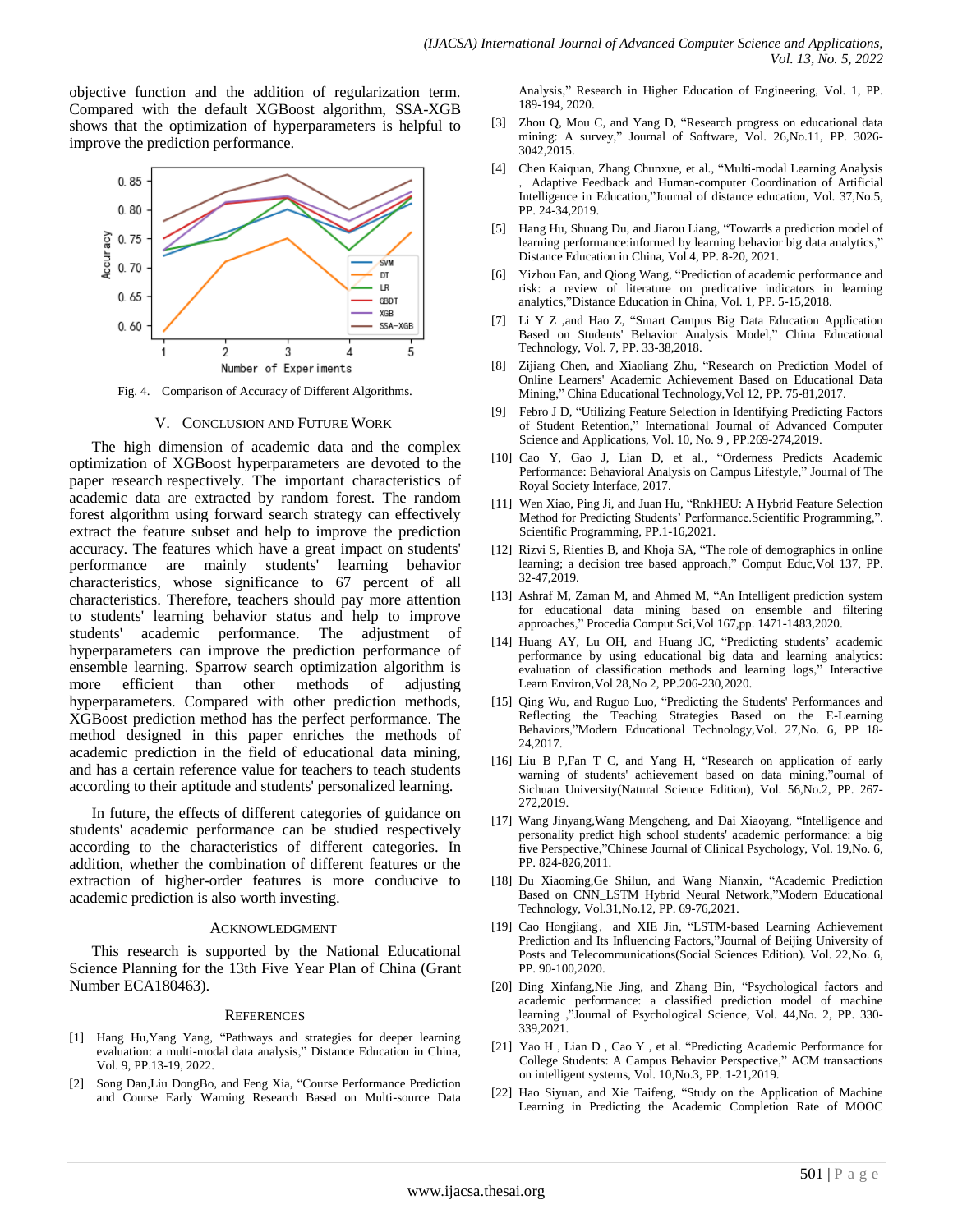objective function and the addition of regularization term. Compared with the default XGBoost algorithm, SSA-XGB shows that the optimization of hyperparameters is helpful to improve the prediction performance.

Fig. 4. Comparison of Accuracy of Different Algorithms.

## V. Conclusion and Future Work

The high dimension of academic data and the complex optimization of XGBoost hyperparameters are devoted to the paper research respectively. The important characteristics of academic data are extracted by random forest. The random forest algorithm using forward search strategy can effectively extract the feature subset and help to improve the prediction accuracy. The features which have a great impact on students' performance are mainly students' learning behavior characteristics, whose significance to 67 percent of all characteristics. Therefore, teachers should pay more attention to students' learning behavior status and help to improve students' academic performance. The adjustment of hyperparameters can improve the prediction performance of ensemble learning. Sparrow search optimization algorithm is more efficient than other methods of adjusting hyperparameters. Compared with other prediction methods, XGBoost prediction method has the perfect performance. The method designed in this paper enriches the methods of academic prediction in the field of educational data mining, and has a certain reference value for teachers to teach students according to their aptitude and students' personalized learning.

In future, the effects of different categories of guidance on students' academic performance can be studied respectively according to the characteristics of different categories. In addition, whether the combination of different features or the extraction of higher-order features is more conducive to academic prediction is also worth investing.

## Acknowledgment

This research is supported by the National Educational Science Planning for the 13th Five Year Plan of China (Grant Number ECA180463).

## References

[1] Hang Hu,Yang Yang, "Pathways and strategies for deeper learning evaluation: a multi-modal data analysis," Distance Education in China, Vol. 9, PP.13-19, 2022.

[2] Song Dan,Liu DongBo, and Feng Xia, "Course Performance Prediction and Course Early Warning Research Based on Multi-source Data Analysis," Research in Higher Education of Engineering, Vol. 1, PP. 189-194, 2020.

[3] Zhou Q, Mou C, and Yang D, "Research progress on educational data mining: A survey," Journal of Software, Vol. 26,No.11, PP. 3026-3042,2015.

[4] Chen Kaiquan, Zhang Chunxue, et al., "Multi-modal Learning Analysis , Adaptive Feedback and Human-computer Coordination of Artificial Intelligence in Education,"Journal of distance education, Vol. 37,No.5, PP. 24-34,2019.

[5] Hang Hu, Shuang Du, and Jiarou Liang, "Towards a prediction model of learning performance:informed by learning behavior big data analytics," Distance Education in China, Vol.4, PP. 8-20, 2021.

[6] Yizhou Fan, and Qiong Wang, "Prediction of academic performance and risk: a review of literature on predicative indicators in learning analytics,"Distance Education in China, Vol. 1, PP. 5-15,2018.

[7] Li Y Z ,and Hao Z, "Smart Campus Big Data Education Application Based on Students' Behavior Analysis Model," China Educational Technology, Vol. 7, PP. 33-38,2018.

[8] Zijiang Chen, and Xiaoliang Zhu, "Research on Prediction Model of Online Learners' Academic Achievement Based on Educational Data Mining," China Educational Technology,Vol 12, PP. 75-81,2017.

[9] Febro J D, "Utilizing Feature Selection in Identifying Predicting Factors of Student Retention," International Journal of Advanced Computer Science and Applications, Vol. 10, No. 9 , PP.269-274,2019.

[10] Cao Y, Gao J, Lian D, et al., "Orderness Predicts Academic Performance: Behavioral Analysis on Campus Lifestyle," Journal of The Royal Society Interface, 2017.

[11] Wen Xiao, Ping Ji, and Juan Hu, "RnkHEU: A Hybrid Feature Selection Method for Predicting Students' Performance.Scientific Programming,". Scientific Programming, PP.1-16,2021.

[12] Rizvi S, Rienties B, and Khoja SA, "The role of demographics in online learning; a decision tree based approach," Comput Educ,Vol 137, PP. 32-47,2019.

[13] Ashraf M, Zaman M, and Ahmed M, "An Intelligent prediction system for educational data mining based on ensemble and filtering approaches," Procedia Comput Sci,Vol 167,pp. 1471-1483,2020.

[14] Huang AY, Lu OH, and Huang JC, "Predicting students' academic performance by using educational big data and learning analytics: evaluation of classification methods and learning logs," Interactive Learn Environ,Vol 28,No 2, PP.206-230,2020.

[15] Qing Wu, and Ruguo Luo, "Predicting the Students' Performances and Reflecting the Teaching Strategies Based on the E-Learning Behaviors,"Modern Educational Technology,Vol. 27,No. 6, PP 18-24,2017.

[16] Liu B P,Fan T C, and Yang H, "Research on application of early warning of students' achievement based on data mining,"ournal of Sichuan University(Natural Science Edition), Vol. 56,No.2, PP. 267-272,2019.

[17] Wang Jinyang,Wang Mengcheng, and Dai Xiaoyang, "Intelligence and personality predict high school students' academic performance: a big five Perspective,"Chinese Journal of Clinical Psychology, Vol. 19,No. 6, PP. 824-826,2011.

[18] Du Xiaoming,Ge Shilun, and Wang Nianxin, "Academic Prediction Based on CNN_LSTM Hybrid Neural Network,"Modern Educational Technology, Vol.31,No.12, PP. 69-76,2021.

[19] Cao Hongjiang, and XIE Jin, "LSTM-based Learning Achievement Prediction and Its Influencing Factors,"Journal of Beijing University of Posts and Telecommunications(Social Sciences Edition). Vol. 22,No. 6, PP. 90-100,2020.

[20] Ding Xinfang,Nie Jing, and Zhang Bin, "Psychological factors and academic performance: a classified prediction model of machine learning ,"Journal of Psychological Science, Vol. 44,No. 2, PP. 330-339,2021.

[21] Yao H , Lian D , Cao Y , et al. "Predicting Academic Performance for College Students: A Campus Behavior Perspective," ACM transactions on intelligent systems, Vol. 10,No.3, PP. 1-21,2019.

[22] Hao Siyuan, and Xie Taifeng, "Study on the Application of Machine Learning in Predicting the Academic Completion Rate of MOOC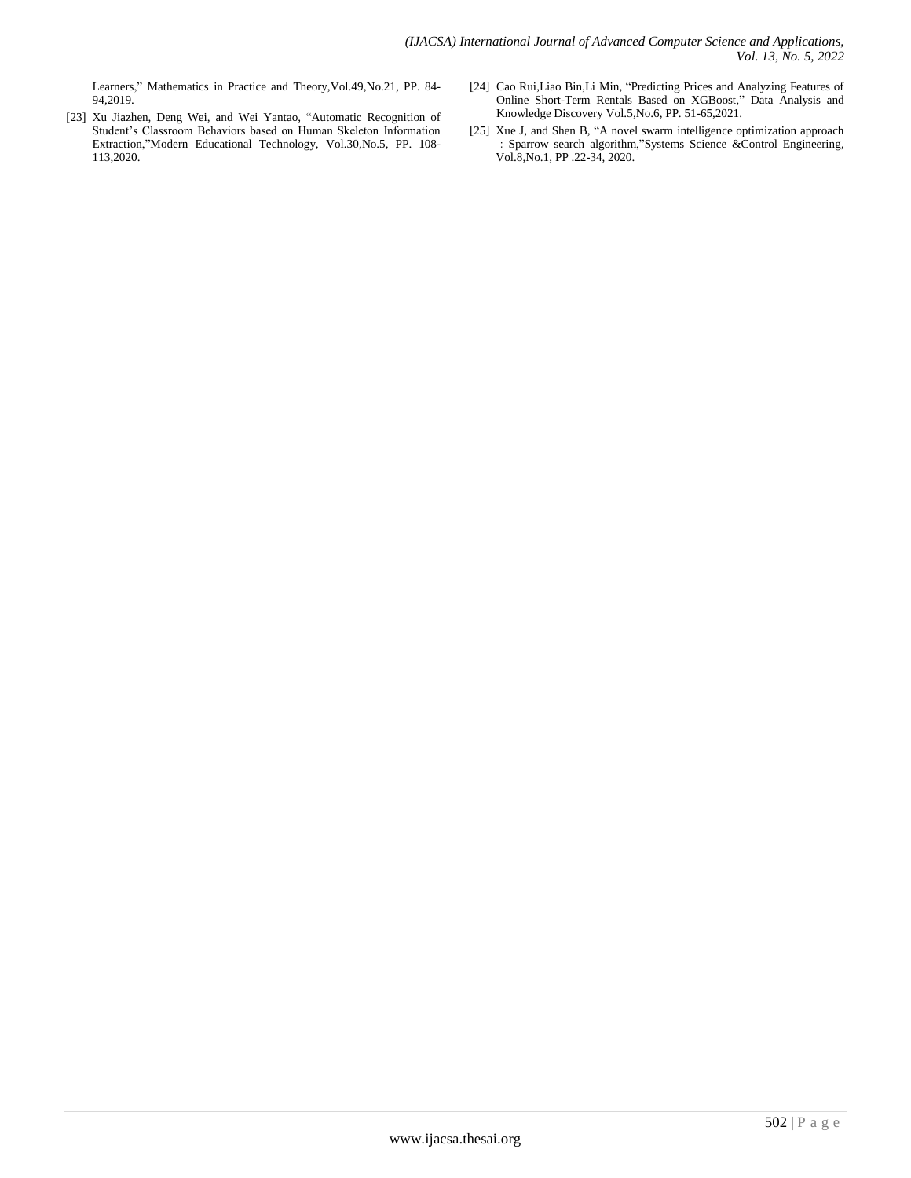Learners," Mathematics in Practice and Theory,Vol.49,No.21, PP. 84-94,2019.

[23] Xu Jiazhen, Deng Wei, and Wei Yantao, "Automatic Recognition of Student's Classroom Behaviors based on Human Skeleton Information Extraction,"Modern Educational Technology, Vol.30,No.5, PP. 108-113,2020.

[24] Cao Rui,Liao Bin,Li Min, "Predicting Prices and Analyzing Features of Online Short-Term Rentals Based on XGBoost," Data Analysis and Knowledge Discovery Vol.5,No.6, PP. 51-65,2021.

[25] Xue J, and Shen B, "A novel swarm intelligence optimization approach ：Sparrow search algorithm,"Systems Science &Control Engineering, Vol.8,No.1, PP .22-34, 2020.